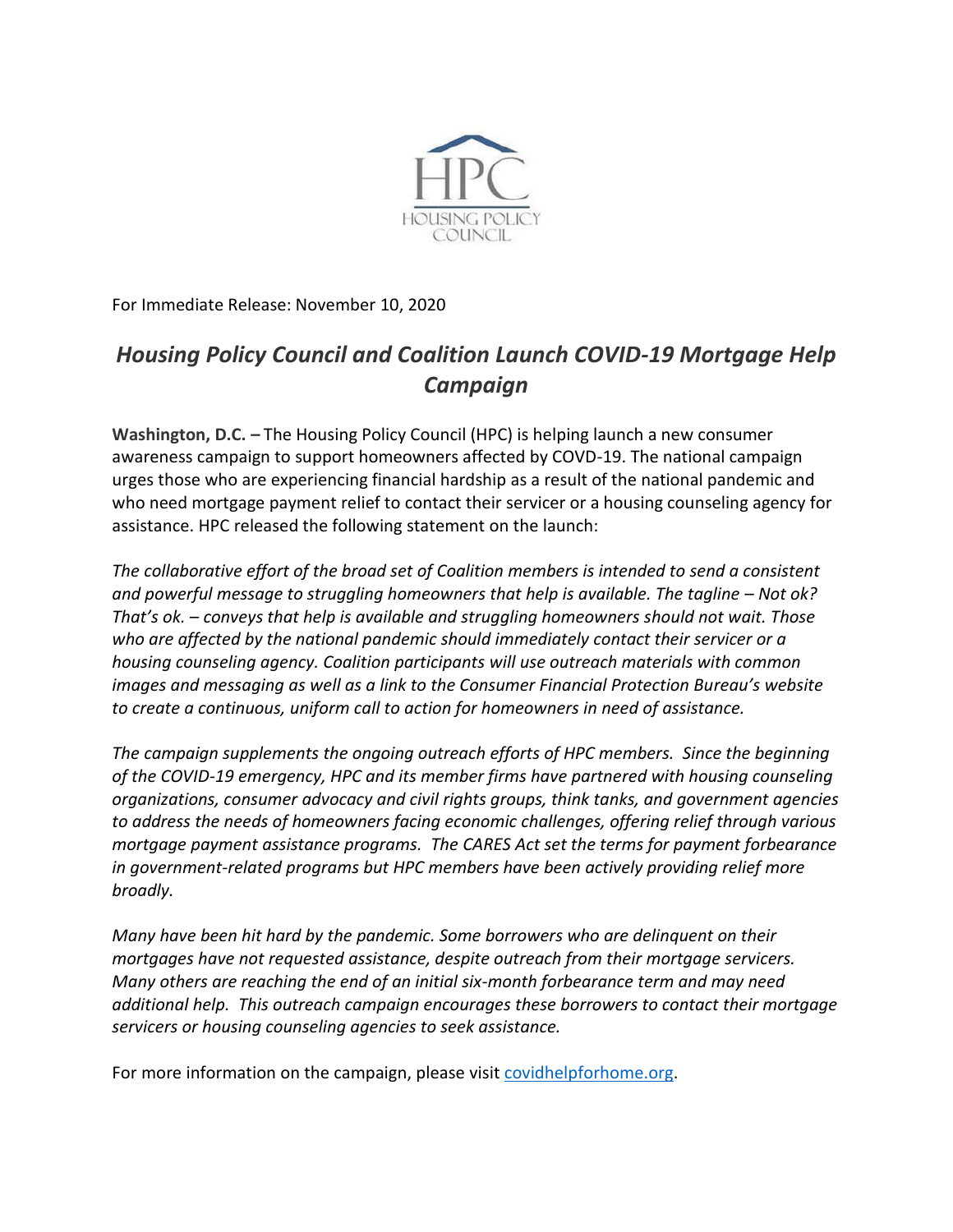HPC
HOUSING POLICY COUNCIL

For Immediate Release: November 10, 2020

# *Housing Policy Council and Coalition Launch COVID-19 Mortgage Help Campaign*

**Washington, D.C. –** The Housing Policy Council (HPC) is helping launch a new consumer awareness campaign to support homeowners affected by COVD-19. The national campaign urges those who are experiencing financial hardship as a result of the national pandemic and who need mortgage payment relief to contact their servicer or a housing counseling agency for assistance. HPC released the following statement on the launch:

*The collaborative effort of the broad set of Coalition members is intended to send a consistent and powerful message to struggling homeowners that help is available. The tagline – Not ok? That's ok. – conveys that help is available and struggling homeowners should not wait. Those who are affected by the national pandemic should immediately contact their servicer or a housing counseling agency. Coalition participants will use outreach materials with common images and messaging as well as a link to the Consumer Financial Protection Bureau's website to create a continuous, uniform call to action for homeowners in need of assistance.*

*The campaign supplements the ongoing outreach efforts of HPC members. Since the beginning of the COVID-19 emergency, HPC and its member firms have partnered with housing counseling organizations, consumer advocacy and civil rights groups, think tanks, and government agencies to address the needs of homeowners facing economic challenges, offering relief through various mortgage payment assistance programs. The CARES Act set the terms for payment forbearance in government-related programs but HPC members have been actively providing relief more broadly.*

*Many have been hit hard by the pandemic. Some borrowers who are delinquent on their mortgages have not requested assistance, despite outreach from their mortgage servicers. Many others are reaching the end of an initial six-month forbearance term and may need additional help. This outreach campaign encourages these borrowers to contact their mortgage servicers or housing counseling agencies to seek assistance.*

For more information on the campaign, please visit [covidhelpforhome.org](covidhelpforhome.org).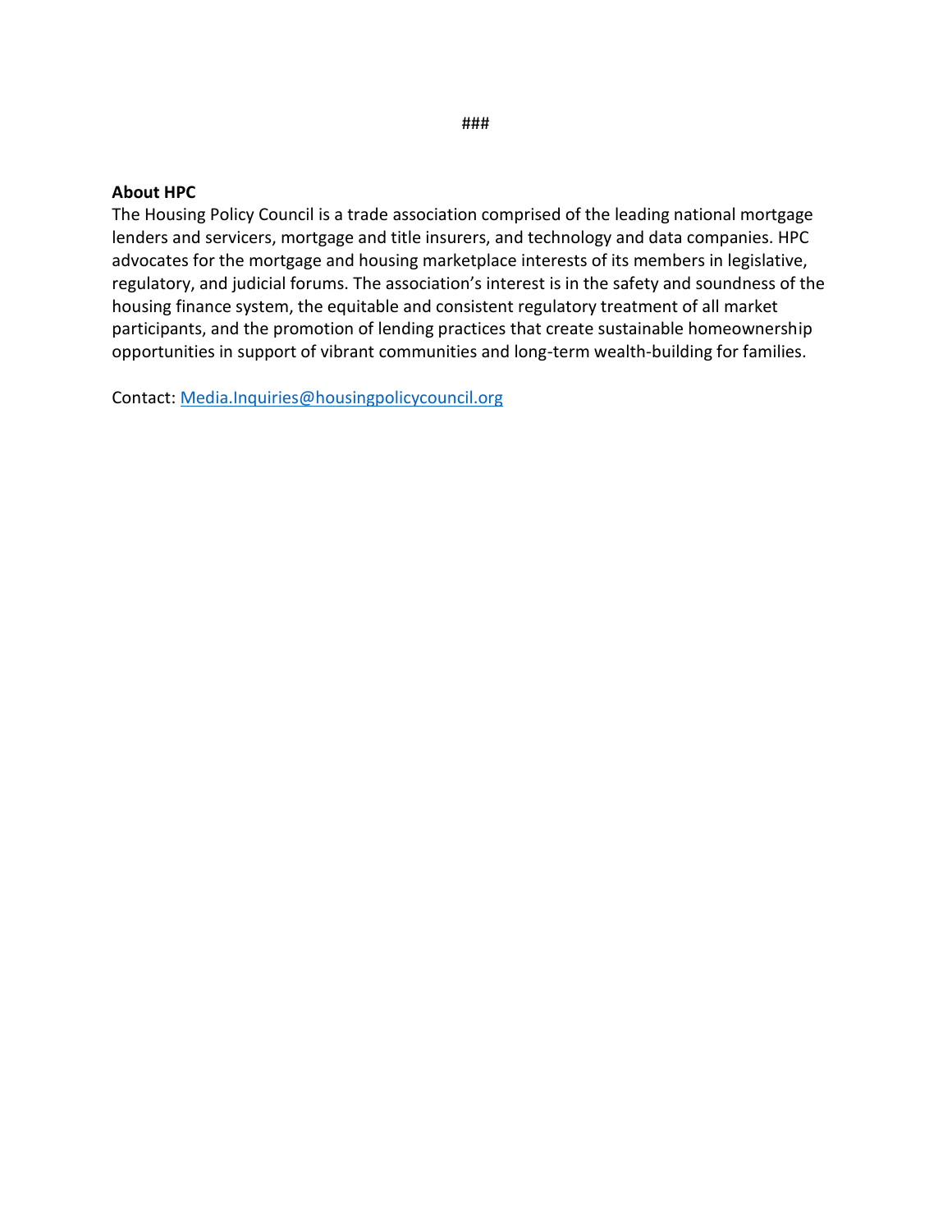###

**About HPC**
The Housing Policy Council is a trade association comprised of the leading national mortgage lenders and servicers, mortgage and title insurers, and technology and data companies. HPC advocates for the mortgage and housing marketplace interests of its members in legislative, regulatory, and judicial forums. The association's interest is in the safety and soundness of the housing finance system, the equitable and consistent regulatory treatment of all market participants, and the promotion of lending practices that create sustainable homeownership opportunities in support of vibrant communities and long-term wealth-building for families.

Contact: Media.Inquiries@housingpolicycouncil.org